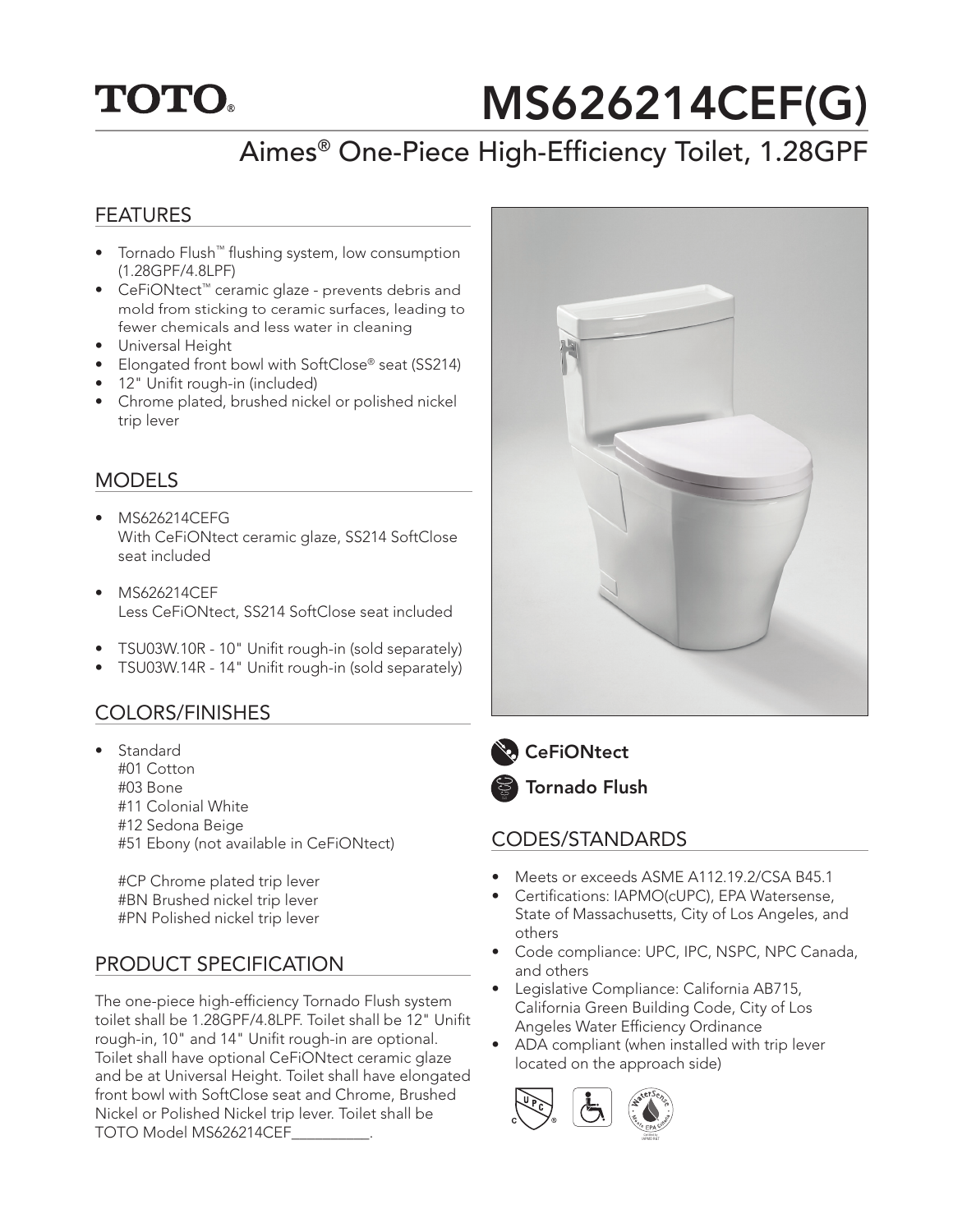TOTO®

# MS626214CEF(G)

## Aimes® One-Piece High-Efficiency Toilet, 1.28GPF

### FEATURES

- Tornado Flush™ flushing system, low consumption (1.28GPF/4.8LPF)
- CeFiONtect™ ceramic glaze - prevents debris and mold from sticking to ceramic surfaces, leading to fewer chemicals and less water in cleaning
- Universal Height
- Elongated front bowl with SoftClose® seat (SS214)
- 12" Unifit rough-in (included)
- Chrome plated, brushed nickel or polished nickel trip lever

### MODELS

- MS626214CEFG
  With CeFiONtect ceramic glaze, SS214 SoftClose seat included
- MS626214CEF
  Less CeFiONtect, SS214 SoftClose seat included
- TSU03W.10R - 10" Unifit rough-in (sold separately)
- TSU03W.14R - 14" Unifit rough-in (sold separately)

### COLORS/FINISHES

- Standard
  #01 Cotton
  #03 Bone
  #11 Colonial White
  #12 Sedona Beige
  #51 Ebony (not available in CeFiONtect)

  #CP Chrome plated trip lever
  #BN Brushed nickel trip lever
  #PN Polished nickel trip lever

### PRODUCT SPECIFICATION

The one-piece high-efficiency Tornado Flush system toilet shall be 1.28GPF/4.8LPF. Toilet shall be 12" Unifit rough-in, 10" and 14" Unifit rough-in are optional. Toilet shall have optional CeFiONtect ceramic glaze and be at Universal Height. Toilet shall have elongated front bowl with SoftClose seat and Chrome, Brushed Nickel or Polished Nickel trip lever. Toilet shall be TOTO Model MS626214CEF__________.

**CeFiONtect**

**Tornado Flush**

### CODES/STANDARDS

- Meets or exceeds ASME A112.19.2/CSA B45.1
- Certifications: IAPMO(cUPC), EPA Watersense, State of Massachusetts, City of Los Angeles, and others
- Code compliance: UPC, IPC, NSPC, NPC Canada, and others
- Legislative Compliance: California AB715, California Green Building Code, City of Los Angeles Water Efficiency Ordinance
- ADA compliant (when installed with trip lever located on the approach side)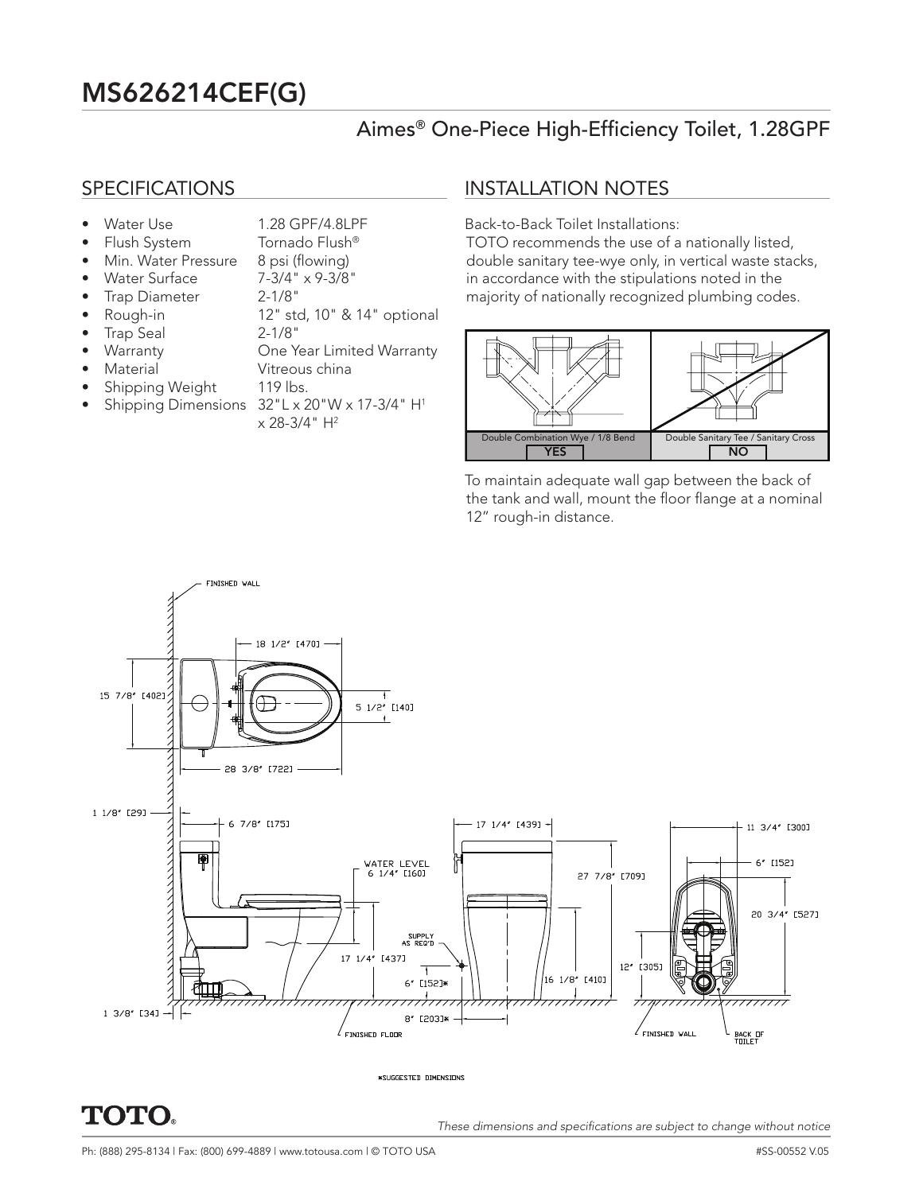# MS626214CEF(G)

## Aimes® One-Piece High-Efficiency Toilet, 1.28GPF

## SPECIFICATIONS

- Water Use: 1.28 GPF/4.8LPF
- Flush System: Tornado Flush®
- Min. Water Pressure: 8 psi (flowing)
- Water Surface: 7-3/4" x 9-3/8"
- Trap Diameter: 2-1/8"
- Rough-in: 12" std, 10" & 14" optional
- Trap Seal: 2-1/8"
- Warranty: One Year Limited Warranty
- Material: Vitreous china
- Shipping Weight: 119 lbs.
- Shipping Dimensions: 32"L x 20"W x 17-3/4" H[1] x 28-3/4" H[2]

## INSTALLATION NOTES

Back-to-Back Toilet Installations:
TOTO recommends the use of a nationally listed, double sanitary tee-wye only, in vertical waste stacks, in accordance with the stipulations noted in the majority of nationally recognized plumbing codes.

| Double Combination Wye / 1/8 Bend | Double Sanitary Tee / Sanitary Cross |
|---|---|
| YES | NO |

To maintain adequate wall gap between the back of the tank and wall, mount the floor flange at a nominal 12" rough-in distance.

FINISHED WALL
18 1/2" [470]
15 7/8" [402]
5 1/2" [140]
28 3/8" [722]
1 1/8" [29]
6 7/8" [175]
17 1/4" [439]
11 3/4" [300]
6" [152]
WATER LEVEL 6 1/4" [160]
27 7/8" [709]
20 3/4" [527]
SUPPLY AS REQ'D
17 1/4" [437]
12" [305]
6" [152]*
16 1/8" [410]
1 3/8" [34]
8" [203]*
FINISHED FLOOR
FINISHED WALL
BACK OF TOILET

*SUGGESTED DIMENSIONS

TOTO®

*These dimensions and specifications are subject to change without notice*

Ph: (888) 295-8134 | Fax: (800) 699-4889 | www.totousa.com | © TOTO USA

#SS-00552 V.05